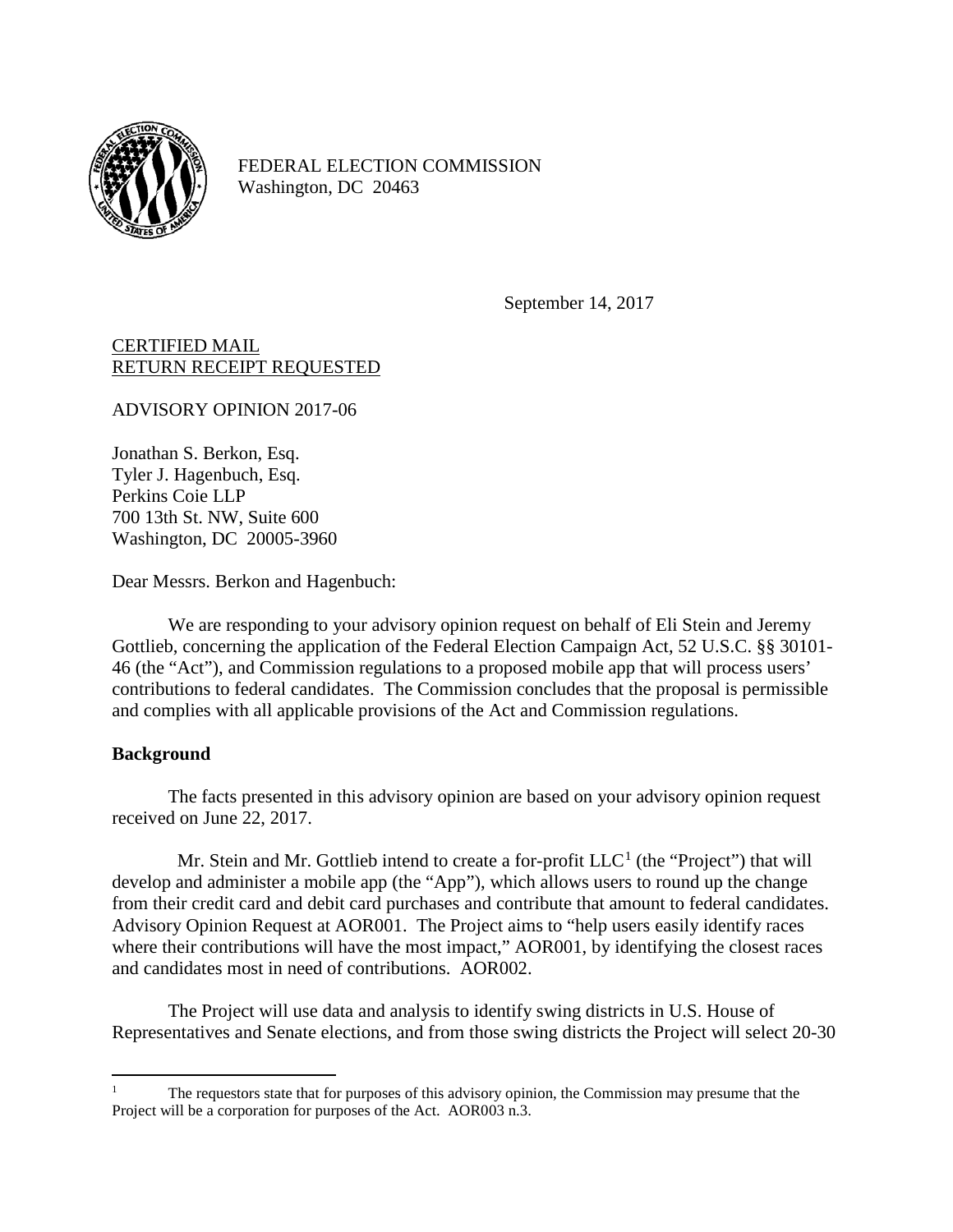FEDERAL ELECTION COMMISSION
Washington, DC 20463

September 14, 2017

CERTIFIED MAIL
RETURN RECEIPT REQUESTED

ADVISORY OPINION 2017-06

Jonathan S. Berkon, Esq.
Tyler J. Hagenbuch, Esq.
Perkins Coie LLP
700 13th St. NW, Suite 600
Washington, DC 20005-3960

Dear Messrs. Berkon and Hagenbuch:

We are responding to your advisory opinion request on behalf of Eli Stein and Jeremy Gottlieb, concerning the application of the Federal Election Campaign Act, 52 U.S.C. §§ 30101-46 (the "Act"), and Commission regulations to a proposed mobile app that will process users' contributions to federal candidates. The Commission concludes that the proposal is permissible and complies with all applicable provisions of the Act and Commission regulations.

**Background**

The facts presented in this advisory opinion are based on your advisory opinion request received on June 22, 2017.

Mr. Stein and Mr. Gottlieb intend to create a for-profit LLC[1] (the "Project") that will develop and administer a mobile app (the "App"), which allows users to round up the change from their credit card and debit card purchases and contribute that amount to federal candidates. Advisory Opinion Request at AOR001. The Project aims to "help users easily identify races where their contributions will have the most impact," AOR001, by identifying the closest races and candidates most in need of contributions. AOR002.

The Project will use data and analysis to identify swing districts in U.S. House of Representatives and Senate elections, and from those swing districts the Project will select 20-30

[1] The requestors state that for purposes of this advisory opinion, the Commission may presume that the Project will be a corporation for purposes of the Act. AOR003 n.3.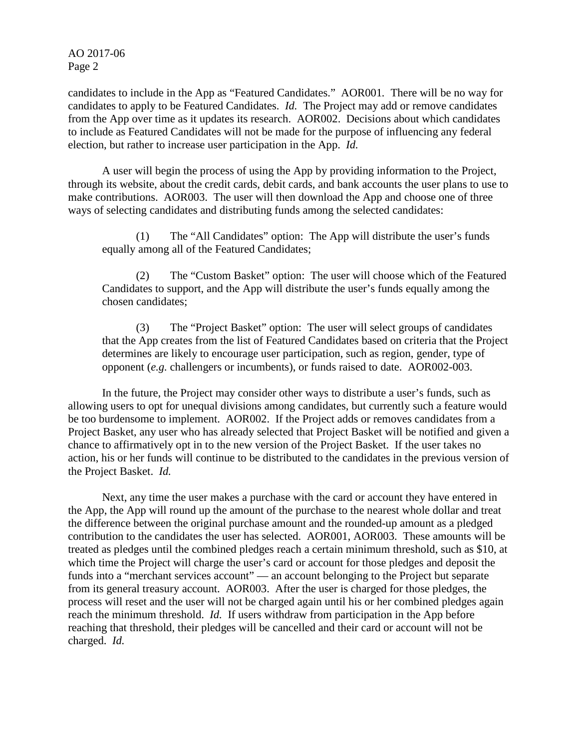candidates to include in the App as "Featured Candidates." AOR001. There will be no way for candidates to apply to be Featured Candidates. *Id.* The Project may add or remove candidates from the App over time as it updates its research. AOR002. Decisions about which candidates to include as Featured Candidates will not be made for the purpose of influencing any federal election, but rather to increase user participation in the App. *Id.*

A user will begin the process of using the App by providing information to the Project, through its website, about the credit cards, debit cards, and bank accounts the user plans to use to make contributions. AOR003. The user will then download the App and choose one of three ways of selecting candidates and distributing funds among the selected candidates:

> (1) The "All Candidates" option: The App will distribute the user's funds equally among all of the Featured Candidates;
>
> (2) The "Custom Basket" option: The user will choose which of the Featured Candidates to support, and the App will distribute the user's funds equally among the chosen candidates;
>
> (3) The "Project Basket" option: The user will select groups of candidates that the App creates from the list of Featured Candidates based on criteria that the Project determines are likely to encourage user participation, such as region, gender, type of opponent (*e.g.* challengers or incumbents), or funds raised to date. AOR002-003.

In the future, the Project may consider other ways to distribute a user's funds, such as allowing users to opt for unequal divisions among candidates, but currently such a feature would be too burdensome to implement. AOR002. If the Project adds or removes candidates from a Project Basket, any user who has already selected that Project Basket will be notified and given a chance to affirmatively opt in to the new version of the Project Basket. If the user takes no action, his or her funds will continue to be distributed to the candidates in the previous version of the Project Basket. *Id.*

Next, any time the user makes a purchase with the card or account they have entered in the App, the App will round up the amount of the purchase to the nearest whole dollar and treat the difference between the original purchase amount and the rounded-up amount as a pledged contribution to the candidates the user has selected. AOR001, AOR003. These amounts will be treated as pledges until the combined pledges reach a certain minimum threshold, such as $10, at which time the Project will charge the user's card or account for those pledges and deposit the funds into a "merchant services account" — an account belonging to the Project but separate from its general treasury account. AOR003. After the user is charged for those pledges, the process will reset and the user will not be charged again until his or her combined pledges again reach the minimum threshold. *Id.* If users withdraw from participation in the App before reaching that threshold, their pledges will be cancelled and their card or account will not be charged. *Id.*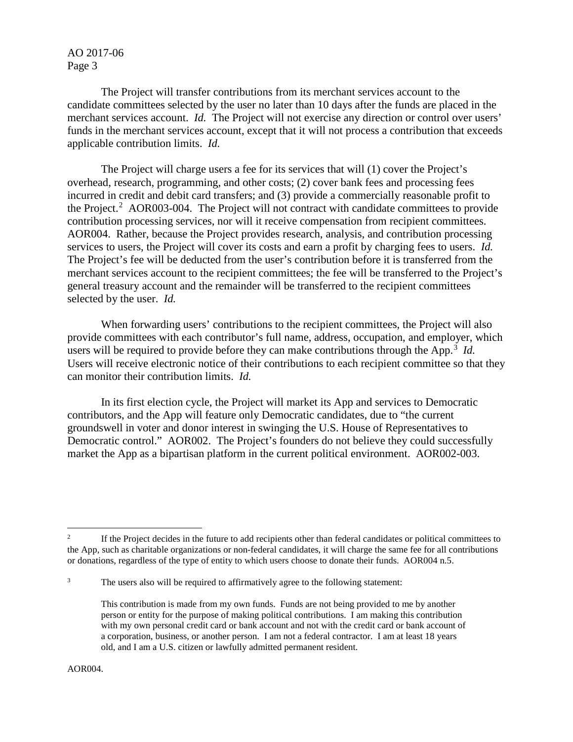The Project will transfer contributions from its merchant services account to the candidate committees selected by the user no later than 10 days after the funds are placed in the merchant services account. *Id.* The Project will not exercise any direction or control over users' funds in the merchant services account, except that it will not process a contribution that exceeds applicable contribution limits. *Id.*

The Project will charge users a fee for its services that will (1) cover the Project's overhead, research, programming, and other costs; (2) cover bank fees and processing fees incurred in credit and debit card transfers; and (3) provide a commercially reasonable profit to the Project.[2] AOR003-004. The Project will not contract with candidate committees to provide contribution processing services, nor will it receive compensation from recipient committees. AOR004. Rather, because the Project provides research, analysis, and contribution processing services to users, the Project will cover its costs and earn a profit by charging fees to users. *Id.* The Project's fee will be deducted from the user's contribution before it is transferred from the merchant services account to the recipient committees; the fee will be transferred to the Project's general treasury account and the remainder will be transferred to the recipient committees selected by the user. *Id.*

When forwarding users' contributions to the recipient committees, the Project will also provide committees with each contributor's full name, address, occupation, and employer, which users will be required to provide before they can make contributions through the App.[3] *Id.* Users will receive electronic notice of their contributions to each recipient committee so that they can monitor their contribution limits. *Id.*

In its first election cycle, the Project will market its App and services to Democratic contributors, and the App will feature only Democratic candidates, due to "the current groundswell in voter and donor interest in swinging the U.S. House of Representatives to Democratic control." AOR002. The Project's founders do not believe they could successfully market the App as a bipartisan platform in the current political environment. AOR002-003.

---

[2] If the Project decides in the future to add recipients other than federal candidates or political committees to the App, such as charitable organizations or non-federal candidates, it will charge the same fee for all contributions or donations, regardless of the type of entity to which users choose to donate their funds. AOR004 n.5.

[3] The users also will be required to affirmatively agree to the following statement:

> This contribution is made from my own funds. Funds are not being provided to me by another person or entity for the purpose of making political contributions. I am making this contribution with my own personal credit card or bank account and not with the credit card or bank account of a corporation, business, or another person. I am not a federal contractor. I am at least 18 years old, and I am a U.S. citizen or lawfully admitted permanent resident.

AOR004.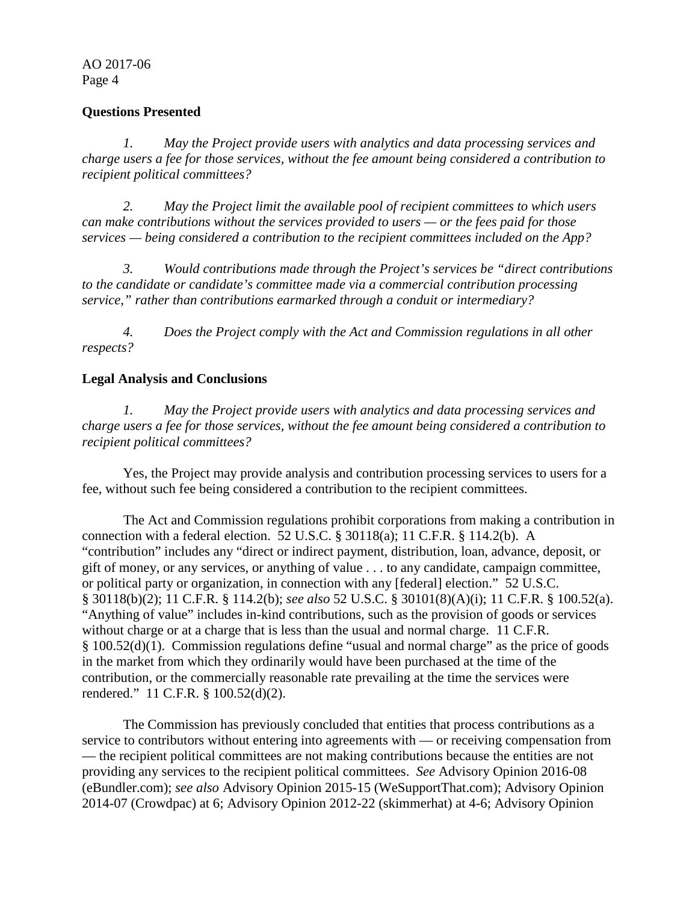**Questions Presented**

*1. May the Project provide users with analytics and data processing services and charge users a fee for those services, without the fee amount being considered a contribution to recipient political committees?*

*2. May the Project limit the available pool of recipient committees to which users can make contributions without the services provided to users — or the fees paid for those services — being considered a contribution to the recipient committees included on the App?*

*3. Would contributions made through the Project's services be "direct contributions to the candidate or candidate's committee made via a commercial contribution processing service," rather than contributions earmarked through a conduit or intermediary?*

*4. Does the Project comply with the Act and Commission regulations in all other respects?*

**Legal Analysis and Conclusions**

*1. May the Project provide users with analytics and data processing services and charge users a fee for those services, without the fee amount being considered a contribution to recipient political committees?*

Yes, the Project may provide analysis and contribution processing services to users for a fee, without such fee being considered a contribution to the recipient committees.

The Act and Commission regulations prohibit corporations from making a contribution in connection with a federal election. 52 U.S.C. § 30118(a); 11 C.F.R. § 114.2(b). A "contribution" includes any "direct or indirect payment, distribution, loan, advance, deposit, or gift of money, or any services, or anything of value . . . to any candidate, campaign committee, or political party or organization, in connection with any [federal] election." 52 U.S.C. § 30118(b)(2); 11 C.F.R. § 114.2(b); *see also* 52 U.S.C. § 30101(8)(A)(i); 11 C.F.R. § 100.52(a). "Anything of value" includes in-kind contributions, such as the provision of goods or services without charge or at a charge that is less than the usual and normal charge. 11 C.F.R. § 100.52(d)(1). Commission regulations define "usual and normal charge" as the price of goods in the market from which they ordinarily would have been purchased at the time of the contribution, or the commercially reasonable rate prevailing at the time the services were rendered." 11 C.F.R. § 100.52(d)(2).

The Commission has previously concluded that entities that process contributions as a service to contributors without entering into agreements with — or receiving compensation from — the recipient political committees are not making contributions because the entities are not providing any services to the recipient political committees. *See* Advisory Opinion 2016-08 (eBundler.com); *see also* Advisory Opinion 2015-15 (WeSupportThat.com); Advisory Opinion 2014-07 (Crowdpac) at 6; Advisory Opinion 2012-22 (skimmerhat) at 4-6; Advisory Opinion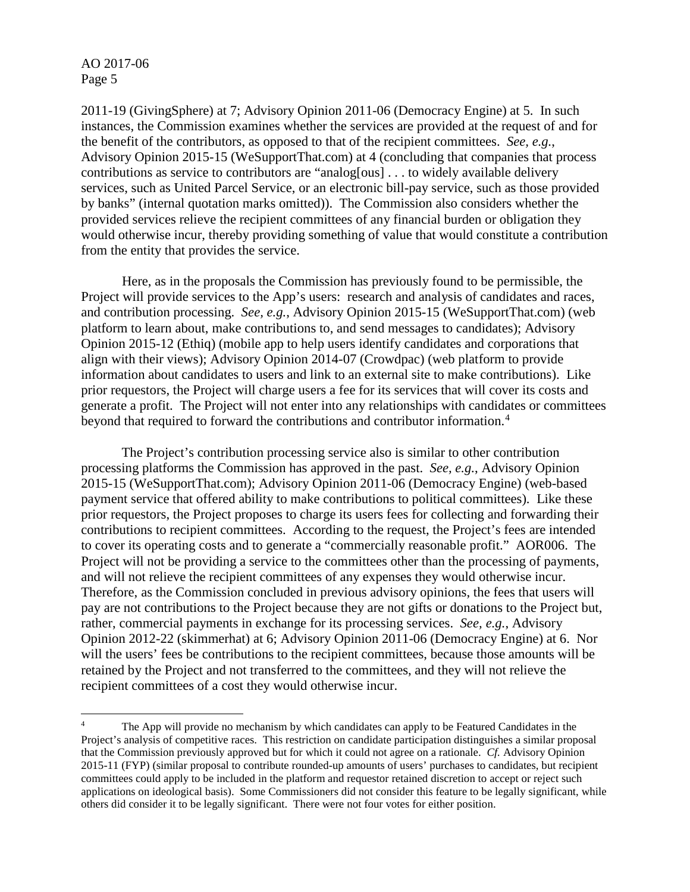2011-19 (GivingSphere) at 7; Advisory Opinion 2011-06 (Democracy Engine) at 5. In such instances, the Commission examines whether the services are provided at the request of and for the benefit of the contributors, as opposed to that of the recipient committees. *See, e.g.*, Advisory Opinion 2015-15 (WeSupportThat.com) at 4 (concluding that companies that process contributions as service to contributors are "analog[ous] . . . to widely available delivery services, such as United Parcel Service, or an electronic bill-pay service, such as those provided by banks" (internal quotation marks omitted)). The Commission also considers whether the provided services relieve the recipient committees of any financial burden or obligation they would otherwise incur, thereby providing something of value that would constitute a contribution from the entity that provides the service.

Here, as in the proposals the Commission has previously found to be permissible, the Project will provide services to the App's users: research and analysis of candidates and races, and contribution processing. *See, e.g.*, Advisory Opinion 2015-15 (WeSupportThat.com) (web platform to learn about, make contributions to, and send messages to candidates); Advisory Opinion 2015-12 (Ethiq) (mobile app to help users identify candidates and corporations that align with their views); Advisory Opinion 2014-07 (Crowdpac) (web platform to provide information about candidates to users and link to an external site to make contributions). Like prior requestors, the Project will charge users a fee for its services that will cover its costs and generate a profit. The Project will not enter into any relationships with candidates or committees beyond that required to forward the contributions and contributor information.[4]

The Project's contribution processing service also is similar to other contribution processing platforms the Commission has approved in the past. *See, e.g.*, Advisory Opinion 2015-15 (WeSupportThat.com); Advisory Opinion 2011-06 (Democracy Engine) (web-based payment service that offered ability to make contributions to political committees). Like these prior requestors, the Project proposes to charge its users fees for collecting and forwarding their contributions to recipient committees. According to the request, the Project's fees are intended to cover its operating costs and to generate a "commercially reasonable profit." AOR006. The Project will not be providing a service to the committees other than the processing of payments, and will not relieve the recipient committees of any expenses they would otherwise incur. Therefore, as the Commission concluded in previous advisory opinions, the fees that users will pay are not contributions to the Project because they are not gifts or donations to the Project but, rather, commercial payments in exchange for its processing services. *See, e.g.*, Advisory Opinion 2012-22 (skimmerhat) at 6; Advisory Opinion 2011-06 (Democracy Engine) at 6. Nor will the users' fees be contributions to the recipient committees, because those amounts will be retained by the Project and not transferred to the committees, and they will not relieve the recipient committees of a cost they would otherwise incur.

---

[4] The App will provide no mechanism by which candidates can apply to be Featured Candidates in the Project's analysis of competitive races. This restriction on candidate participation distinguishes a similar proposal that the Commission previously approved but for which it could not agree on a rationale. *Cf.* Advisory Opinion 2015-11 (FYP) (similar proposal to contribute rounded-up amounts of users' purchases to candidates, but recipient committees could apply to be included in the platform and requestor retained discretion to accept or reject such applications on ideological basis). Some Commissioners did not consider this feature to be legally significant, while others did consider it to be legally significant. There were not four votes for either position.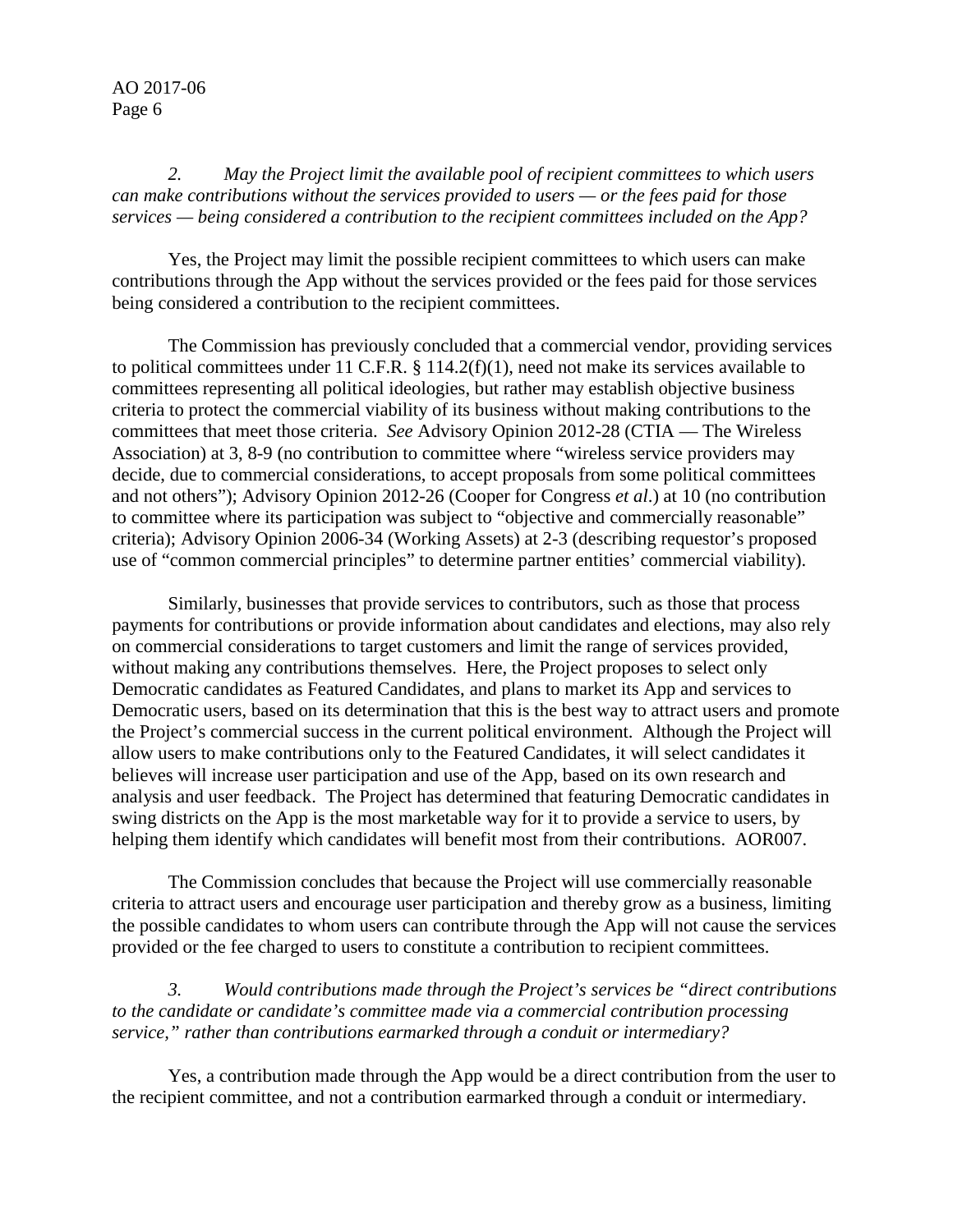*2. May the Project limit the available pool of recipient committees to which users can make contributions without the services provided to users — or the fees paid for those services — being considered a contribution to the recipient committees included on the App?*

Yes, the Project may limit the possible recipient committees to which users can make contributions through the App without the services provided or the fees paid for those services being considered a contribution to the recipient committees.

The Commission has previously concluded that a commercial vendor, providing services to political committees under 11 C.F.R. § 114.2(f)(1), need not make its services available to committees representing all political ideologies, but rather may establish objective business criteria to protect the commercial viability of its business without making contributions to the committees that meet those criteria. *See* Advisory Opinion 2012-28 (CTIA — The Wireless Association) at 3, 8-9 (no contribution to committee where "wireless service providers may decide, due to commercial considerations, to accept proposals from some political committees and not others"); Advisory Opinion 2012-26 (Cooper for Congress *et al*.) at 10 (no contribution to committee where its participation was subject to "objective and commercially reasonable" criteria); Advisory Opinion 2006-34 (Working Assets) at 2-3 (describing requestor's proposed use of "common commercial principles" to determine partner entities' commercial viability).

Similarly, businesses that provide services to contributors, such as those that process payments for contributions or provide information about candidates and elections, may also rely on commercial considerations to target customers and limit the range of services provided, without making any contributions themselves. Here, the Project proposes to select only Democratic candidates as Featured Candidates, and plans to market its App and services to Democratic users, based on its determination that this is the best way to attract users and promote the Project's commercial success in the current political environment. Although the Project will allow users to make contributions only to the Featured Candidates, it will select candidates it believes will increase user participation and use of the App, based on its own research and analysis and user feedback. The Project has determined that featuring Democratic candidates in swing districts on the App is the most marketable way for it to provide a service to users, by helping them identify which candidates will benefit most from their contributions. AOR007.

The Commission concludes that because the Project will use commercially reasonable criteria to attract users and encourage user participation and thereby grow as a business, limiting the possible candidates to whom users can contribute through the App will not cause the services provided or the fee charged to users to constitute a contribution to recipient committees.

*3. Would contributions made through the Project's services be "direct contributions to the candidate or candidate's committee made via a commercial contribution processing service," rather than contributions earmarked through a conduit or intermediary?*

Yes, a contribution made through the App would be a direct contribution from the user to the recipient committee, and not a contribution earmarked through a conduit or intermediary.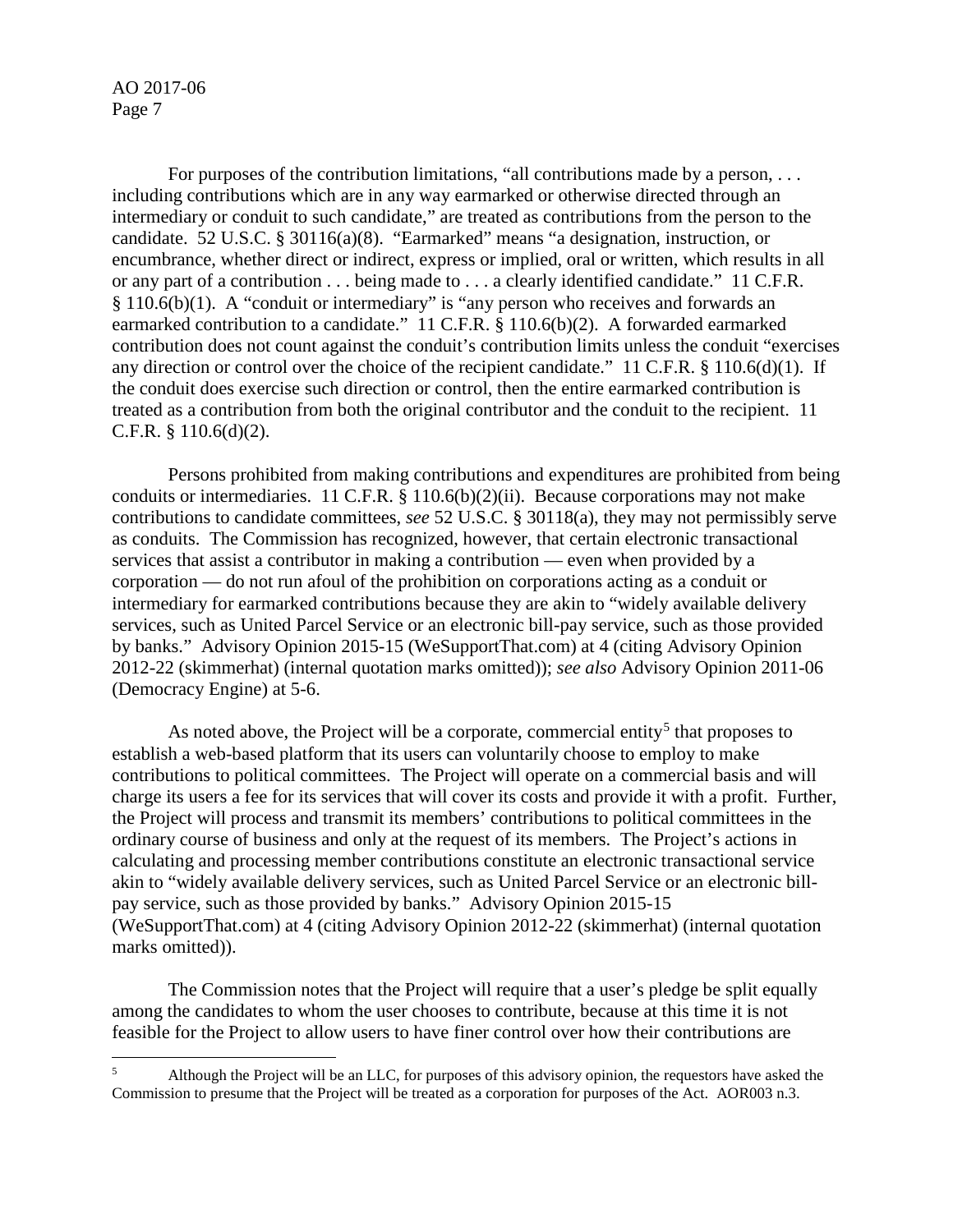For purposes of the contribution limitations, "all contributions made by a person, . . . including contributions which are in any way earmarked or otherwise directed through an intermediary or conduit to such candidate," are treated as contributions from the person to the candidate. 52 U.S.C. § 30116(a)(8). "Earmarked" means "a designation, instruction, or encumbrance, whether direct or indirect, express or implied, oral or written, which results in all or any part of a contribution . . . being made to . . . a clearly identified candidate." 11 C.F.R. § 110.6(b)(1). A "conduit or intermediary" is "any person who receives and forwards an earmarked contribution to a candidate." 11 C.F.R. § 110.6(b)(2). A forwarded earmarked contribution does not count against the conduit's contribution limits unless the conduit "exercises any direction or control over the choice of the recipient candidate." 11 C.F.R. § 110.6(d)(1). If the conduit does exercise such direction or control, then the entire earmarked contribution is treated as a contribution from both the original contributor and the conduit to the recipient. 11 C.F.R. § 110.6(d)(2).

Persons prohibited from making contributions and expenditures are prohibited from being conduits or intermediaries. 11 C.F.R. § 110.6(b)(2)(ii). Because corporations may not make contributions to candidate committees, *see* 52 U.S.C. § 30118(a), they may not permissibly serve as conduits. The Commission has recognized, however, that certain electronic transactional services that assist a contributor in making a contribution — even when provided by a corporation — do not run afoul of the prohibition on corporations acting as a conduit or intermediary for earmarked contributions because they are akin to "widely available delivery services, such as United Parcel Service or an electronic bill-pay service, such as those provided by banks." Advisory Opinion 2015-15 (WeSupportThat.com) at 4 (citing Advisory Opinion 2012-22 (skimmerhat) (internal quotation marks omitted)); *see also* Advisory Opinion 2011-06 (Democracy Engine) at 5-6.

As noted above, the Project will be a corporate, commercial entity[5] that proposes to establish a web-based platform that its users can voluntarily choose to employ to make contributions to political committees. The Project will operate on a commercial basis and will charge its users a fee for its services that will cover its costs and provide it with a profit. Further, the Project will process and transmit its members' contributions to political committees in the ordinary course of business and only at the request of its members. The Project's actions in calculating and processing member contributions constitute an electronic transactional service akin to "widely available delivery services, such as United Parcel Service or an electronic bill-pay service, such as those provided by banks." Advisory Opinion 2015-15 (WeSupportThat.com) at 4 (citing Advisory Opinion 2012-22 (skimmerhat) (internal quotation marks omitted)).

The Commission notes that the Project will require that a user's pledge be split equally among the candidates to whom the user chooses to contribute, because at this time it is not feasible for the Project to allow users to have finer control over how their contributions are

---

[5] Although the Project will be an LLC, for purposes of this advisory opinion, the requestors have asked the Commission to presume that the Project will be treated as a corporation for purposes of the Act. AOR003 n.3.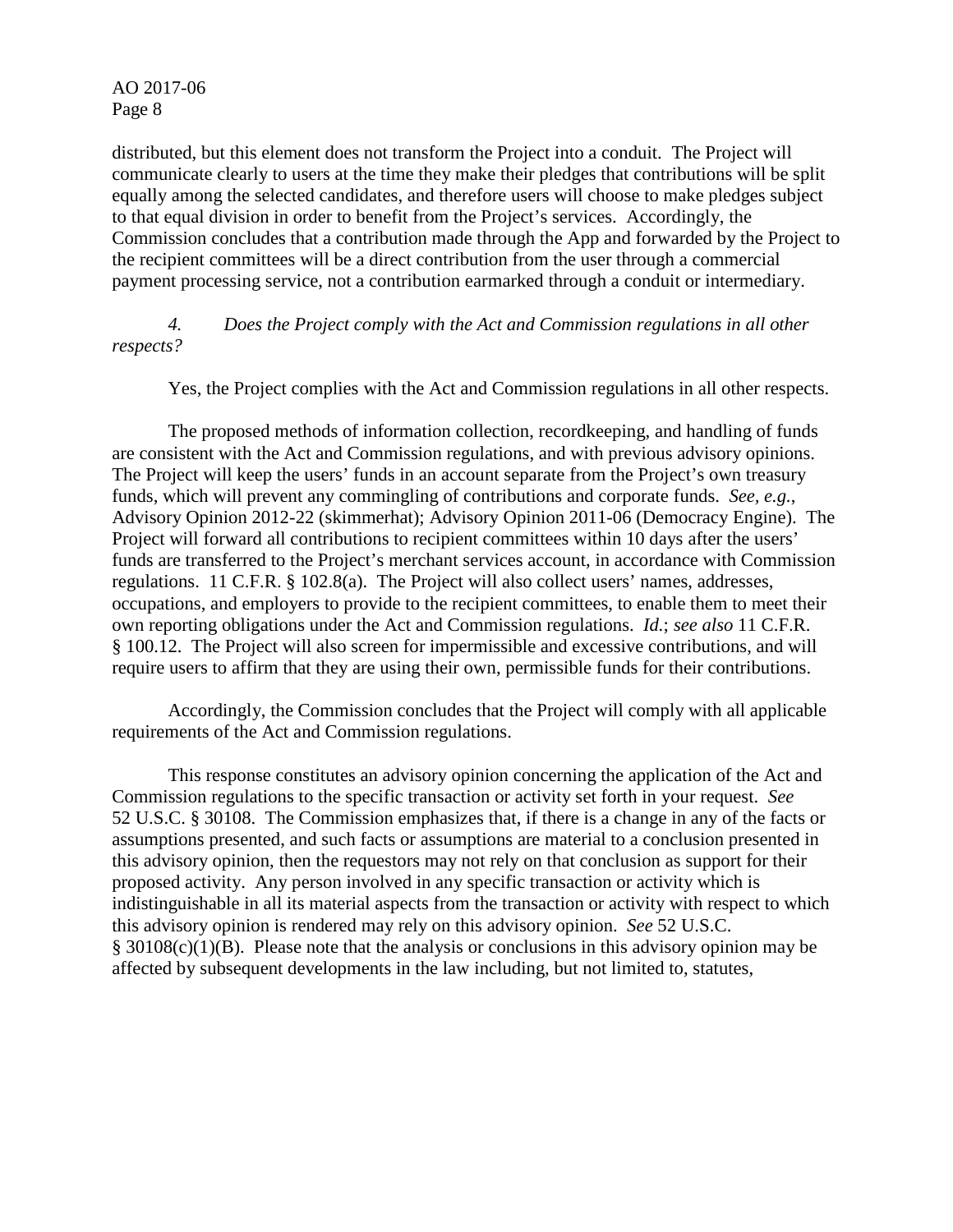distributed, but this element does not transform the Project into a conduit. The Project will communicate clearly to users at the time they make their pledges that contributions will be split equally among the selected candidates, and therefore users will choose to make pledges subject to that equal division in order to benefit from the Project's services. Accordingly, the Commission concludes that a contribution made through the App and forwarded by the Project to the recipient committees will be a direct contribution from the user through a commercial payment processing service, not a contribution earmarked through a conduit or intermediary.

*4. Does the Project comply with the Act and Commission regulations in all other respects?*

Yes, the Project complies with the Act and Commission regulations in all other respects.

The proposed methods of information collection, recordkeeping, and handling of funds are consistent with the Act and Commission regulations, and with previous advisory opinions. The Project will keep the users' funds in an account separate from the Project's own treasury funds, which will prevent any commingling of contributions and corporate funds. *See, e.g.*, Advisory Opinion 2012-22 (skimmerhat); Advisory Opinion 2011-06 (Democracy Engine). The Project will forward all contributions to recipient committees within 10 days after the users' funds are transferred to the Project's merchant services account, in accordance with Commission regulations. 11 C.F.R. § 102.8(a). The Project will also collect users' names, addresses, occupations, and employers to provide to the recipient committees, to enable them to meet their own reporting obligations under the Act and Commission regulations. *Id.*; *see also* 11 C.F.R. § 100.12. The Project will also screen for impermissible and excessive contributions, and will require users to affirm that they are using their own, permissible funds for their contributions.

Accordingly, the Commission concludes that the Project will comply with all applicable requirements of the Act and Commission regulations.

This response constitutes an advisory opinion concerning the application of the Act and Commission regulations to the specific transaction or activity set forth in your request. *See* 52 U.S.C. § 30108. The Commission emphasizes that, if there is a change in any of the facts or assumptions presented, and such facts or assumptions are material to a conclusion presented in this advisory opinion, then the requestors may not rely on that conclusion as support for their proposed activity. Any person involved in any specific transaction or activity which is indistinguishable in all its material aspects from the transaction or activity with respect to which this advisory opinion is rendered may rely on this advisory opinion. *See* 52 U.S.C. § 30108(c)(1)(B). Please note that the analysis or conclusions in this advisory opinion may be affected by subsequent developments in the law including, but not limited to, statutes,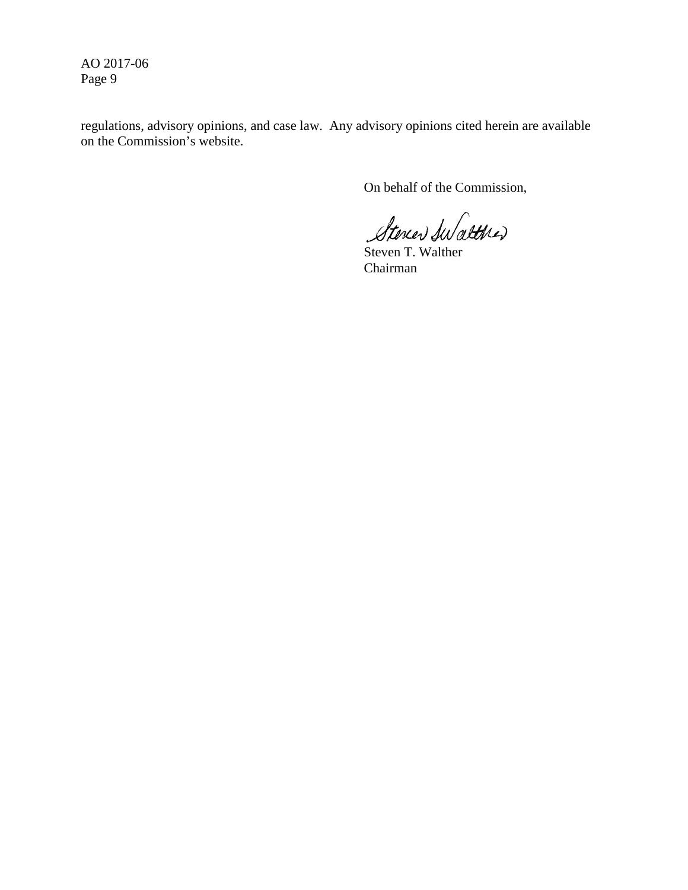regulations, advisory opinions, and case law. Any advisory opinions cited herein are available on the Commission's website.

On behalf of the Commission,

Steven T. Walther
Chairman